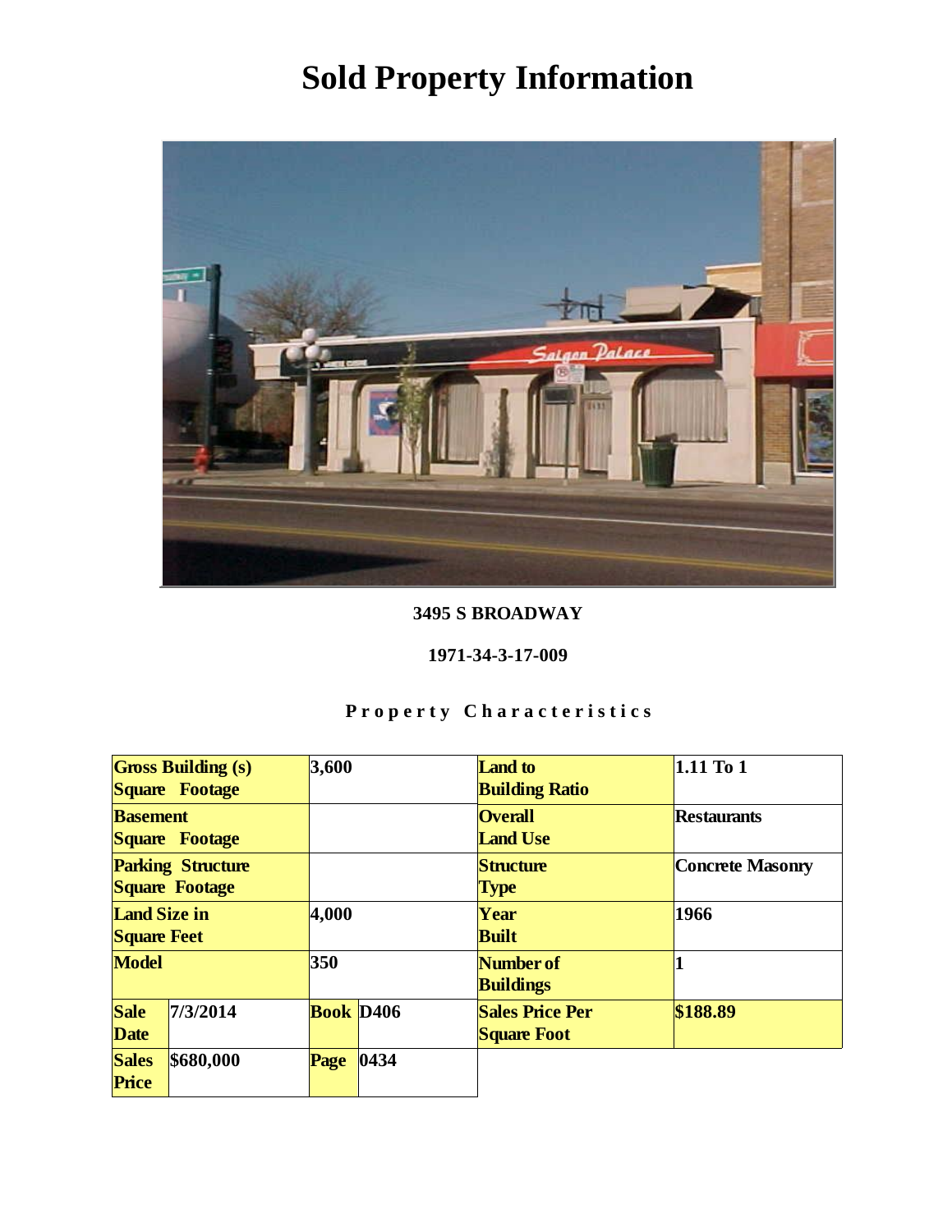# Sold Property Information

**3495 S BROADWAY**

**1971-34-3-17-009**

**Property Characteristics**

| | | | | | |
|---|---|---|---|---|---|
| **Gross Building (s) Square Footage** | | **3,600** | | **Land to Building Ratio** | **1.11 To 1** |
| **Basement Square Footage** | | | | **Overall Land Use** | **Restaurants** |
| **Parking Structure Square Footage** | | | | **Structure Type** | **Concrete Masonry** |
| **Land Size in Square Feet** | | **4,000** | | **Year Built** | **1966** |
| **Model** | | **350** | | **Number of Buildings** | **1** |
| **Sale Date** | **7/3/2014** | **Book** | **D406** | **Sales Price Per Square Foot** | **$188.89** |
| **Sales Price** | **$680,000** | **Page** | **0434** | | |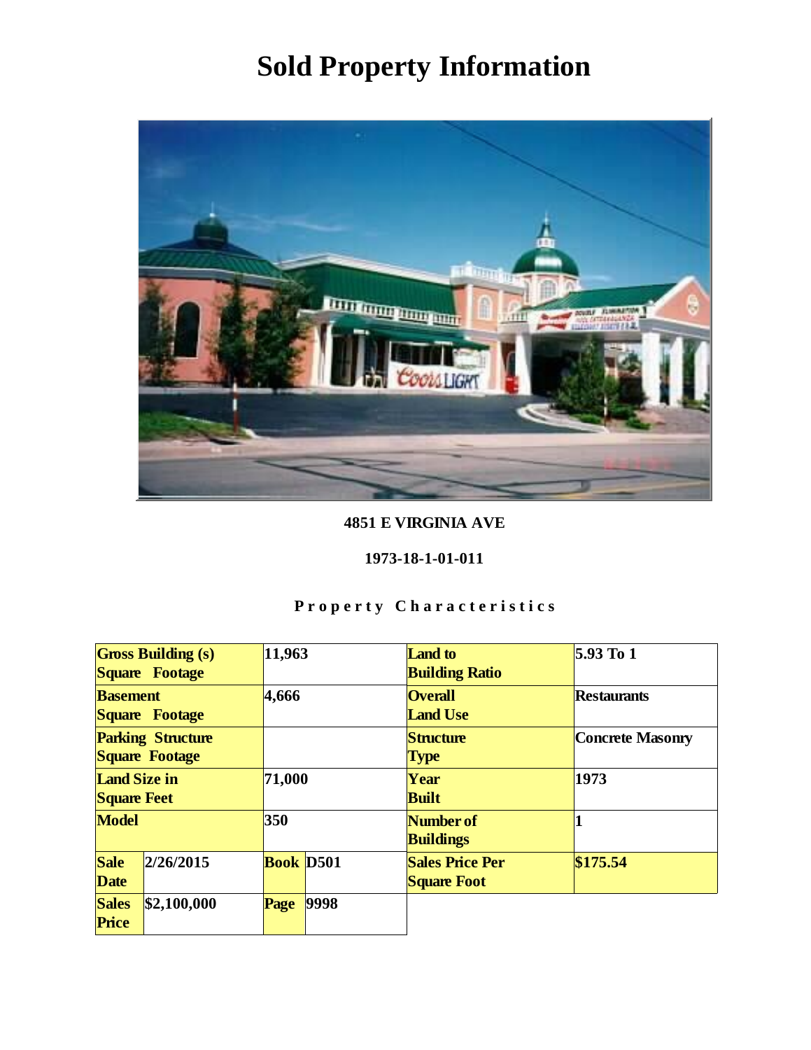# Sold Property Information

**4851 E VIRGINIA AVE**

**1973-18-1-01-011**

**Property Characteristics**

| | | | | | |
|---|---|---|---|---|---|
| **Gross Building (s) Square Footage** | | **11,963** | | **Land to Building Ratio** | **5.93 To 1** |
| **Basement Square Footage** | | **4,666** | | **Overall Land Use** | **Restaurants** |
| **Parking Structure Square Footage** | | | | **Structure Type** | **Concrete Masonry** |
| **Land Size in Square Feet** | | **71,000** | | **Year Built** | **1973** |
| **Model** | | **350** | | **Number of Buildings** | **1** |
| **Sale Date** | **2/26/2015** | **Book** | **D501** | **Sales Price Per Square Foot** | **$175.54** |
| **Sales Price** | **$2,100,000** | **Page** | **9998** | | |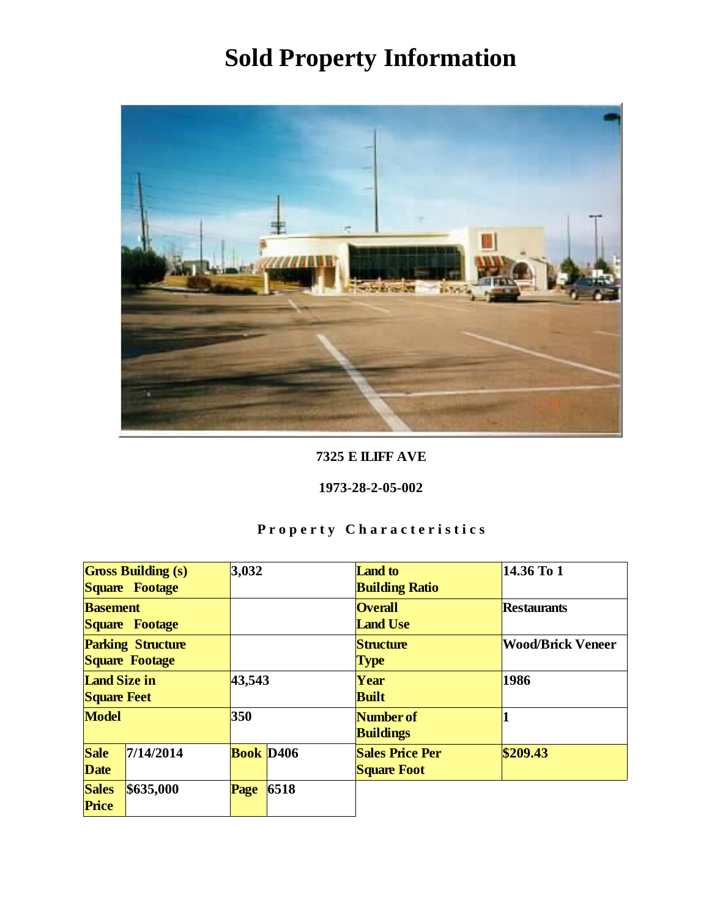# Sold Property Information

**7325 E ILIFF AVE**

**1973-28-2-05-002**

**Property Characteristics**

| | | | | | |
|---|---|---|---|---|---|
| **Gross Building (s) Square Footage** | | 3,032 | | **Land to Building Ratio** | 14.36 To 1 |
| **Basement Square Footage** | | | | **Overall Land Use** | Restaurants |
| **Parking Structure Square Footage** | | | | **Structure Type** | Wood/Brick Veneer |
| **Land Size in Square Feet** | | 43,543 | | **Year Built** | 1986 |
| **Model** | | 350 | | **Number of Buildings** | 1 |
| **Sale Date** | 7/14/2014 | **Book** | D406 | **Sales Price Per Square Foot** | $209.43 |
| **Sales Price** | $635,000 | **Page** | 6518 | | |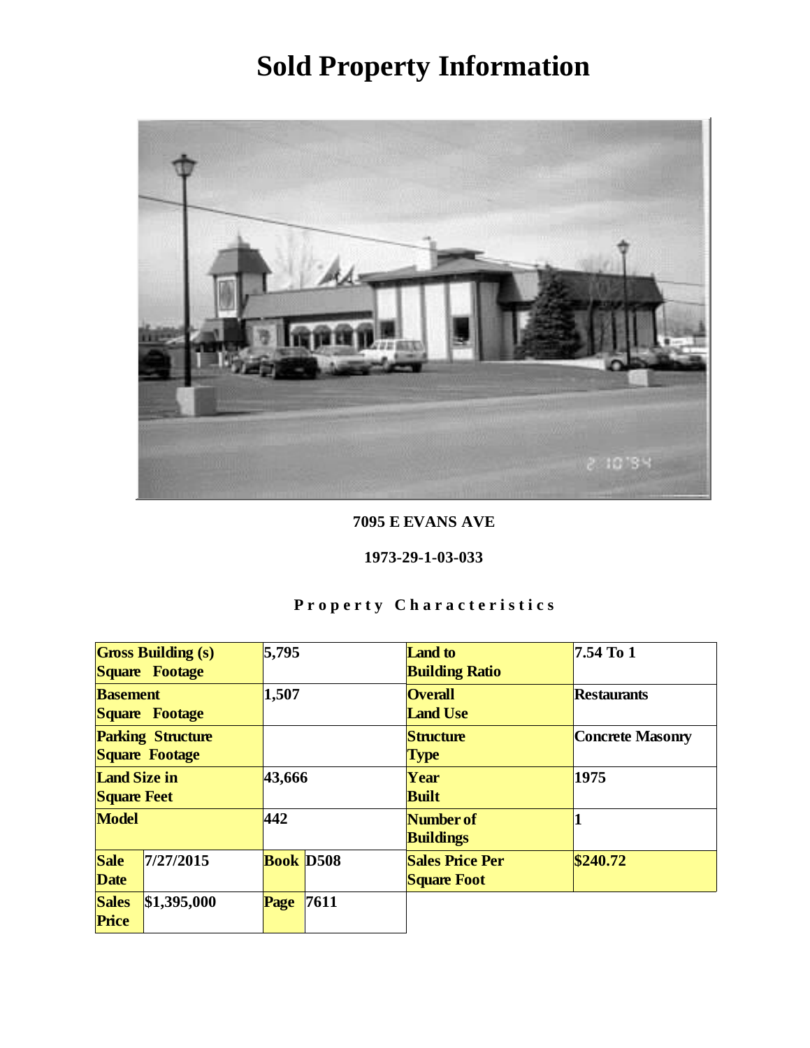# Sold Property Information

**7095 E EVANS AVE**

**1973-29-1-03-033**

**Property Characteristics**

| Gross Building (s) Square Footage | 5,795 | | | Land to Building Ratio | 7.54 To 1 |
|---|---|---|---|---|---|
| Basement Square Footage | 1,507 | | | Overall Land Use | Restaurants |
| Parking Structure Square Footage | | | | Structure Type | Concrete Masonry |
| Land Size in Square Feet | 43,666 | | | Year Built | 1975 |
| Model | 442 | | | Number of Buildings | 1 |
| Sale Date | 7/27/2015 | Book | D508 | Sales Price Per Square Foot | $240.72 |
| Sales Price | $1,395,000 | Page | 7611 | | |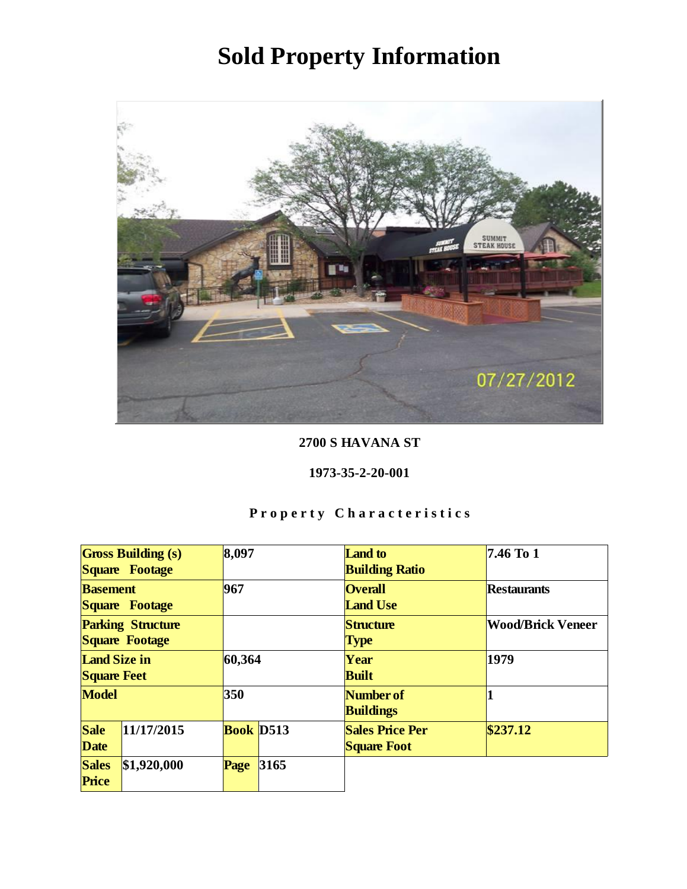# Sold Property Information

**2700 S HAVANA ST**

**1973-35-2-20-001**

**Property Characteristics**

| | | | | | |
|---|---|---|---|---|---|
| **Gross Building (s) Square Footage** | | **8,097** | | **Land to Building Ratio** | **7.46 To 1** |
| **Basement Square Footage** | | **967** | | **Overall Land Use** | **Restaurants** |
| **Parking Structure Square Footage** | | | | **Structure Type** | **Wood/Brick Veneer** |
| **Land Size in Square Feet** | | **60,364** | | **Year Built** | **1979** |
| **Model** | | **350** | | **Number of Buildings** | **1** |
| **Sale Date** | **11/17/2015** | **Book** | **D513** | **Sales Price Per Square Foot** | **$237.12** |
| **Sales Price** | **$1,920,000** | **Page** | **3165** | | |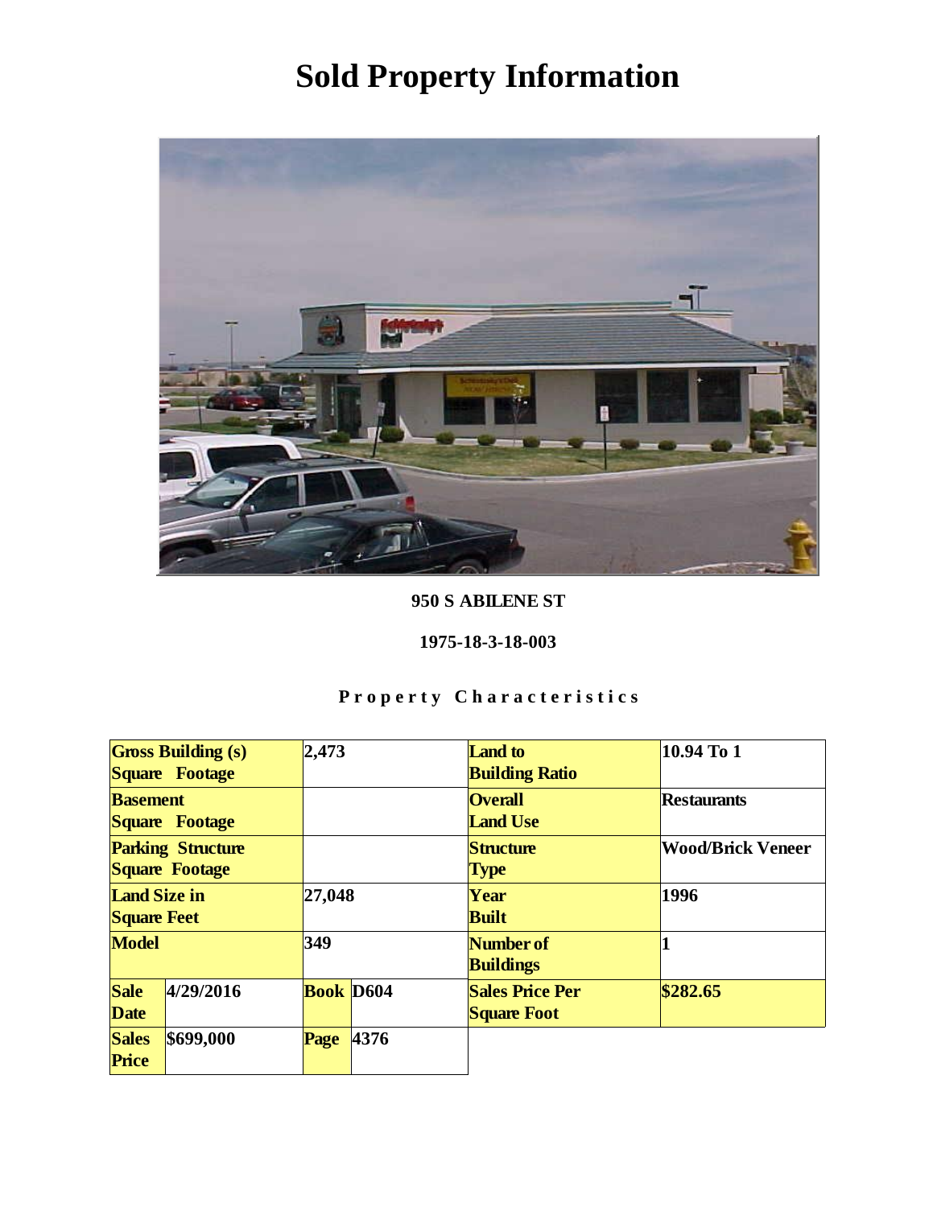# Sold Property Information

**950 S ABILENE ST**

**1975-18-3-18-003**

**Property Characteristics**

| | | | | | |
|---|---|---|---|---|---|
| **Gross Building (s) Square Footage** | | 2,473 | | **Land to Building Ratio** | 10.94 To 1 |
| **Basement Square Footage** | | | | **Overall Land Use** | Restaurants |
| **Parking Structure Square Footage** | | | | **Structure Type** | Wood/Brick Veneer |
| **Land Size in Square Feet** | | 27,048 | | **Year Built** | 1996 |
| **Model** | | 349 | | **Number of Buildings** | 1 |
| **Sale Date** | 4/29/2016 | **Book** | D604 | **Sales Price Per Square Foot** | $282.65 |
| **Sales Price** | $699,000 | **Page** | 4376 | | |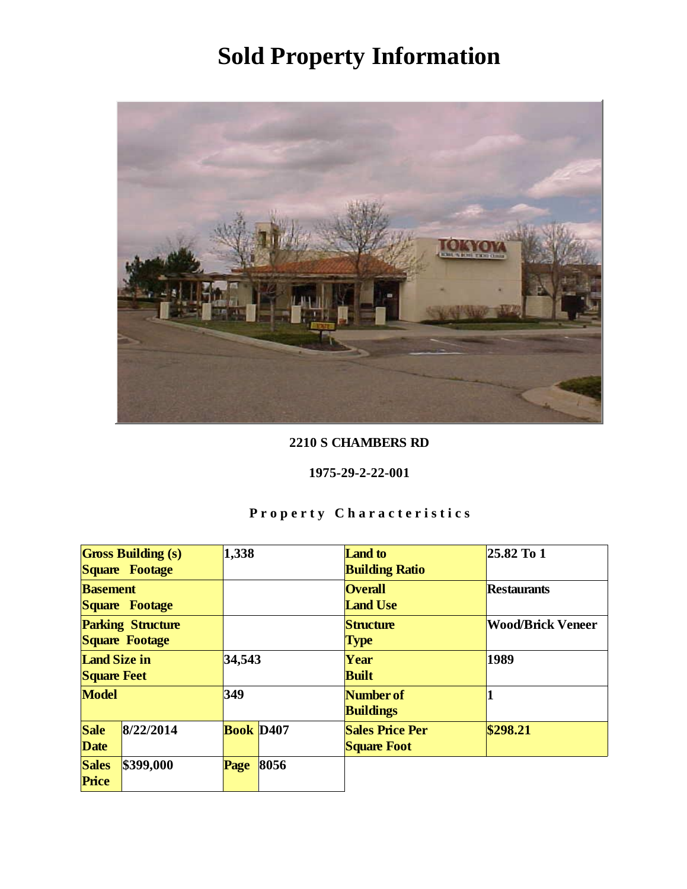# Sold Property Information

**2210 S CHAMBERS RD**

**1975-29-2-22-001**

**Property Characteristics**

| | | | | | |
|---|---|---|---|---|---|
| **Gross Building (s) Square Footage** | | **1,338** | | **Land to Building Ratio** | **25.82 To 1** |
| **Basement Square Footage** | | | | **Overall Land Use** | **Restaurants** |
| **Parking Structure Square Footage** | | | | **Structure Type** | **Wood/Brick Veneer** |
| **Land Size in Square Feet** | | **34,543** | | **Year Built** | **1989** |
| **Model** | | **349** | | **Number of Buildings** | **1** |
| **Sale Date** | **8/22/2014** | **Book** | **D407** | **Sales Price Per Square Foot** | **$298.21** |
| **Sales Price** | **$399,000** | **Page** | **8056** | | |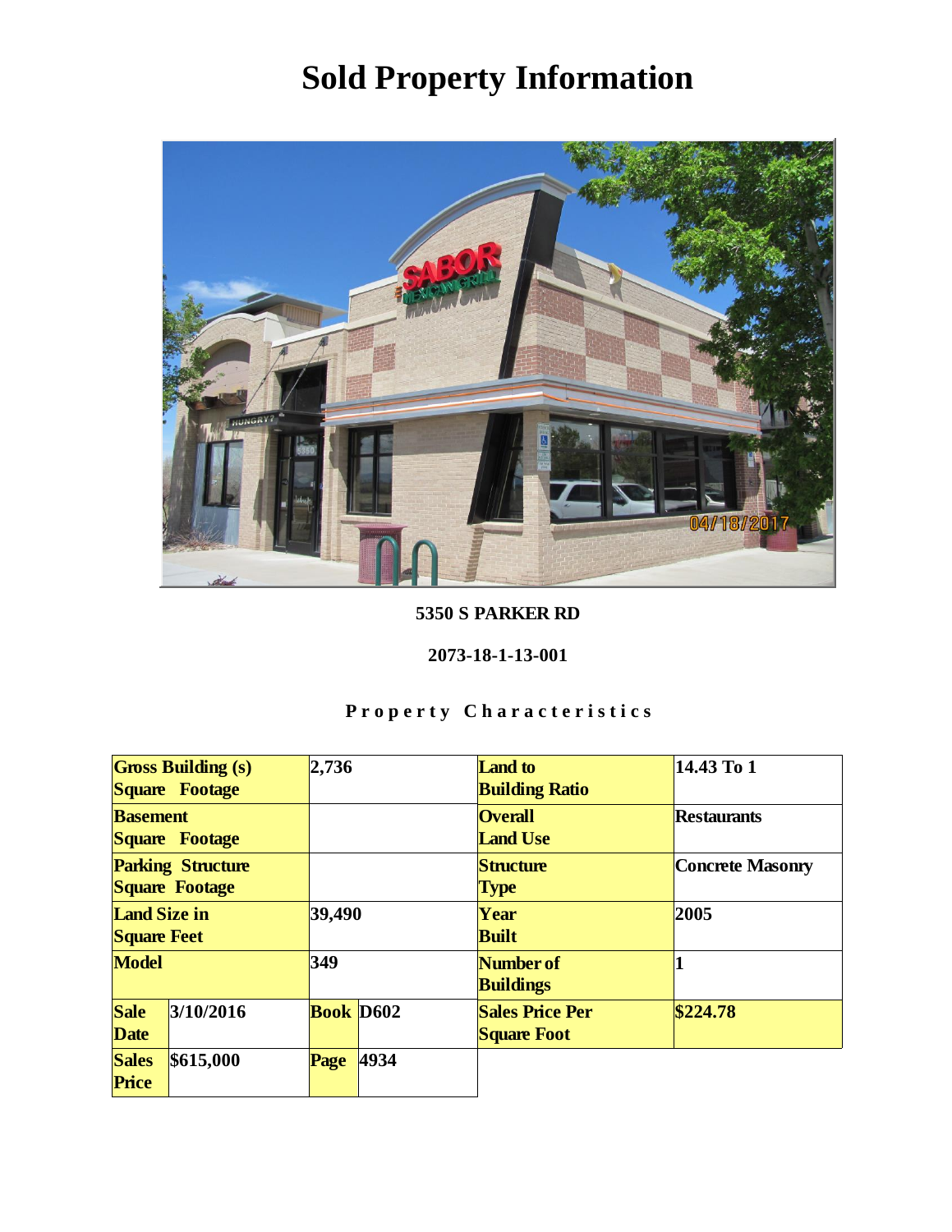# Sold Property Information

**5350 S PARKER RD**

**2073-18-1-13-001**

**Property Characteristics**

| | | | | | |
|---|---|---|---|---|---|
| **Gross Building (s) Square Footage** | | **2,736** | | **Land to Building Ratio** | **14.43 To 1** |
| **Basement Square Footage** | | | | **Overall Land Use** | **Restaurants** |
| **Parking Structure Square Footage** | | | | **Structure Type** | **Concrete Masonry** |
| **Land Size in Square Feet** | | **39,490** | | **Year Built** | **2005** |
| **Model** | | **349** | | **Number of Buildings** | **1** |
| **Sale Date** | **3/10/2016** | **Book** | **D602** | **Sales Price Per Square Foot** | **$224.78** |
| **Sales Price** | **$615,000** | **Page** | **4934** | | |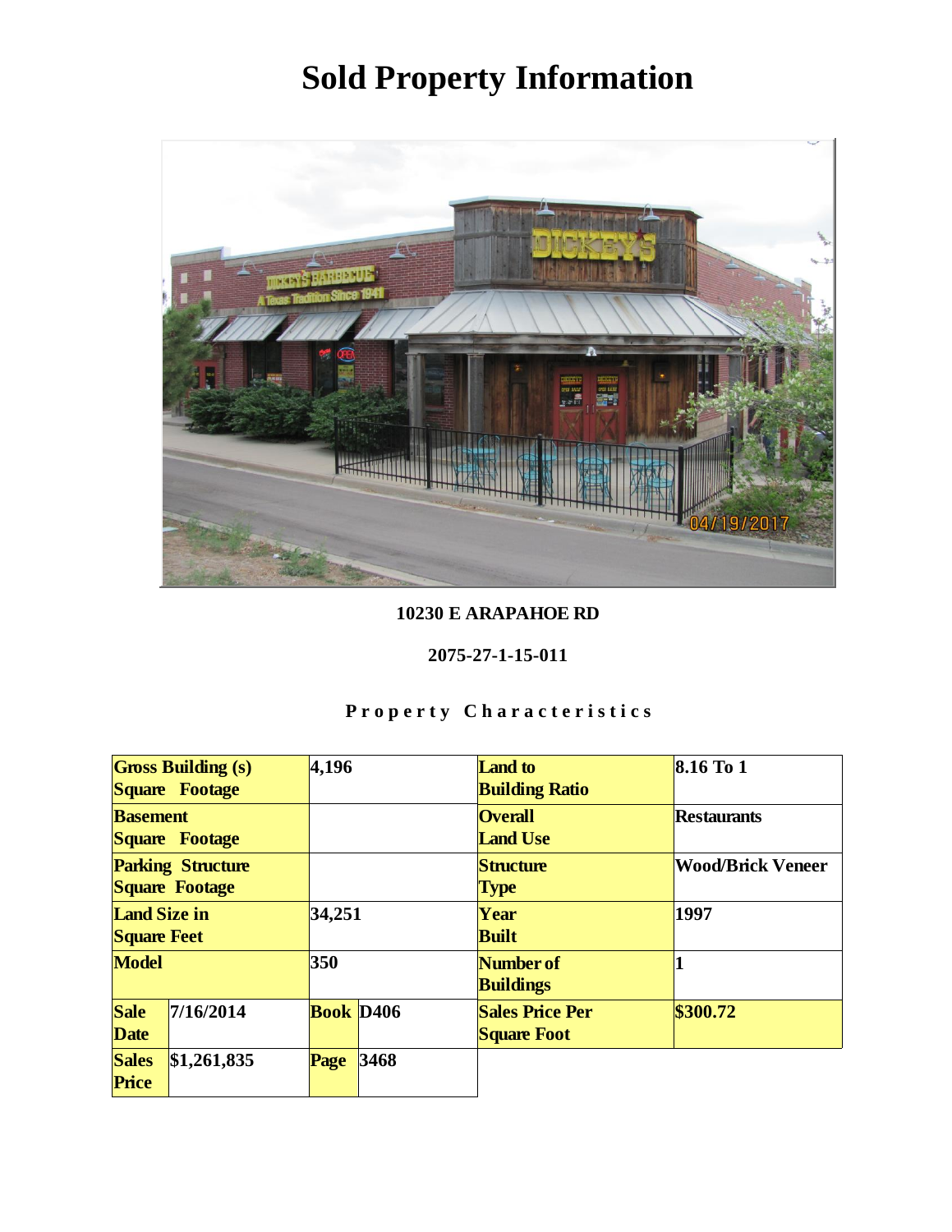# Sold Property Information

**10230 E ARAPAHOE RD**

**2075-27-1-15-011**

**Property Characteristics**

| Gross Building (s) Square Footage | 4,196 | | | Land to Building Ratio | 8.16 To 1 |
|---|---|---|---|---|---|
| Basement Square Footage | | | | Overall Land Use | Restaurants |
| Parking Structure Square Footage | | | | Structure Type | Wood/Brick Veneer |
| Land Size in Square Feet | 34,251 | | | Year Built | 1997 |
| Model | 350 | | | Number of Buildings | 1 |
| Sale Date | 7/16/2014 | Book | D406 | Sales Price Per Square Foot | $300.72 |
| Sales Price | $1,261,835 | Page | 3468 | | |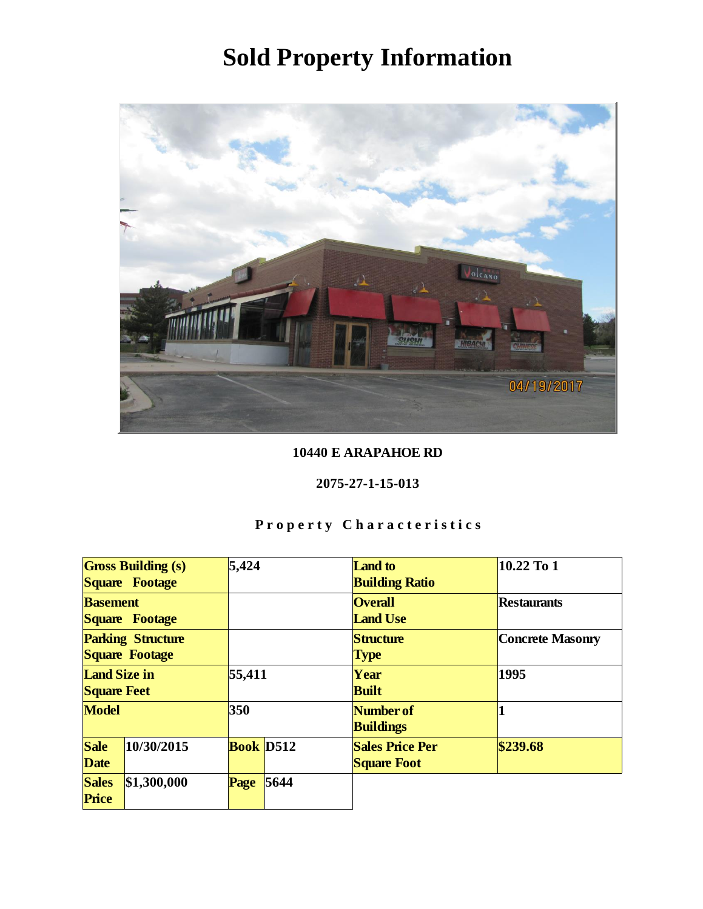# Sold Property Information

**10440 E ARAPAHOE RD**

**2075-27-1-15-013**

**Property Characteristics**

| | | | | | |
|---|---|---|---|---|---|
| **Gross Building (s) Square Footage** | | 5,424 | | **Land to Building Ratio** | 10.22 To 1 |
| **Basement Square Footage** | | | | **Overall Land Use** | Restaurants |
| **Parking Structure Square Footage** | | | | **Structure Type** | Concrete Masonry |
| **Land Size in Square Feet** | | 55,411 | | **Year Built** | 1995 |
| **Model** | | 350 | | **Number of Buildings** | 1 |
| **Sale Date** | 10/30/2015 | **Book** | D512 | **Sales Price Per Square Foot** | $239.68 |
| **Sales Price** | $1,300,000 | **Page** | 5644 | | |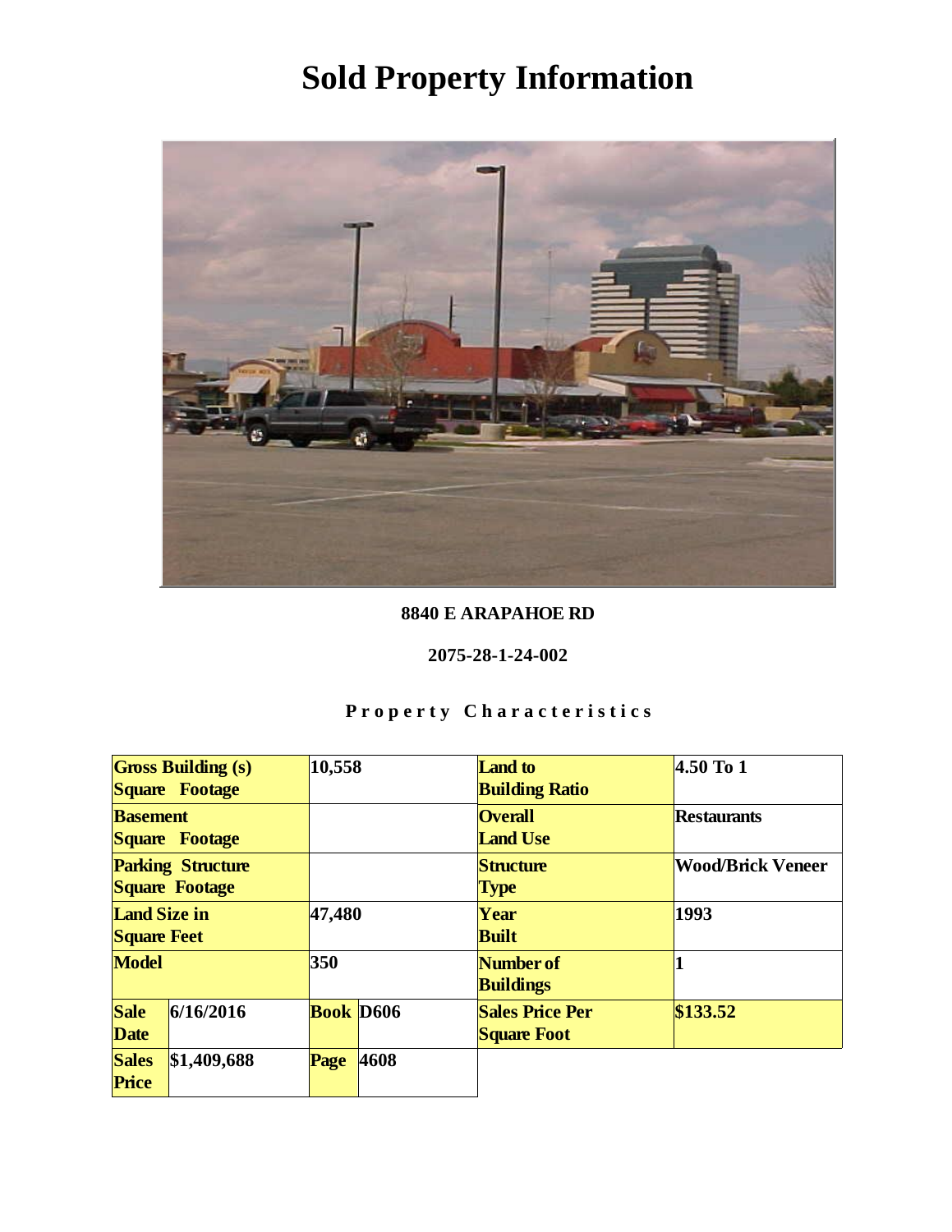# Sold Property Information

**8840 E ARAPAHOE RD**

**2075-28-1-24-002**

**Property Characteristics**

| | | | | | |
|---|---|---|---|---|---|
| **Gross Building (s) Square Footage** | | **10,558** | | **Land to Building Ratio** | **4.50 To 1** |
| **Basement Square Footage** | | | | **Overall Land Use** | **Restaurants** |
| **Parking Structure Square Footage** | | | | **Structure Type** | **Wood/Brick Veneer** |
| **Land Size in Square Feet** | | **47,480** | | **Year Built** | **1993** |
| **Model** | | **350** | | **Number of Buildings** | **1** |
| **Sale Date** | **6/16/2016** | **Book** | **D606** | **Sales Price Per Square Foot** | **$133.52** |
| **Sales Price** | **$1,409,688** | **Page** | **4608** | | |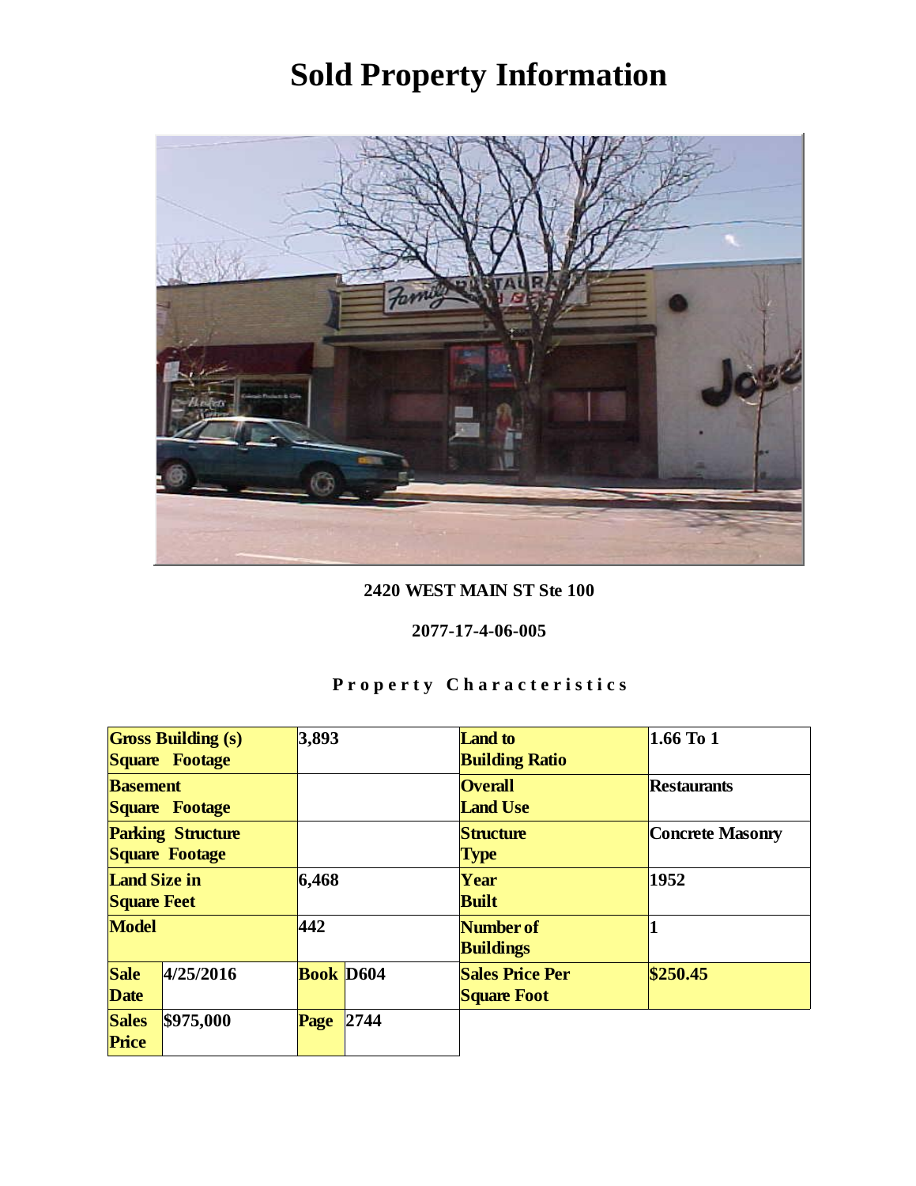# Sold Property Information

**2420 WEST MAIN ST Ste 100**

**2077-17-4-06-005**

**Property Characteristics**

| | | | | | |
|---|---|---|---|---|---|
| **Gross Building (s) Square Footage** | | 3,893 | | **Land to Building Ratio** | 1.66 To 1 |
| **Basement Square Footage** | | | | **Overall Land Use** | Restaurants |
| **Parking Structure Square Footage** | | | | **Structure Type** | Concrete Masonry |
| **Land Size in Square Feet** | | 6,468 | | **Year Built** | 1952 |
| **Model** | | 442 | | **Number of Buildings** | 1 |
| **Sale Date** | 4/25/2016 | **Book** | D604 | **Sales Price Per Square Foot** | $250.45 |
| **Sales Price** | $975,000 | **Page** | 2744 | | |